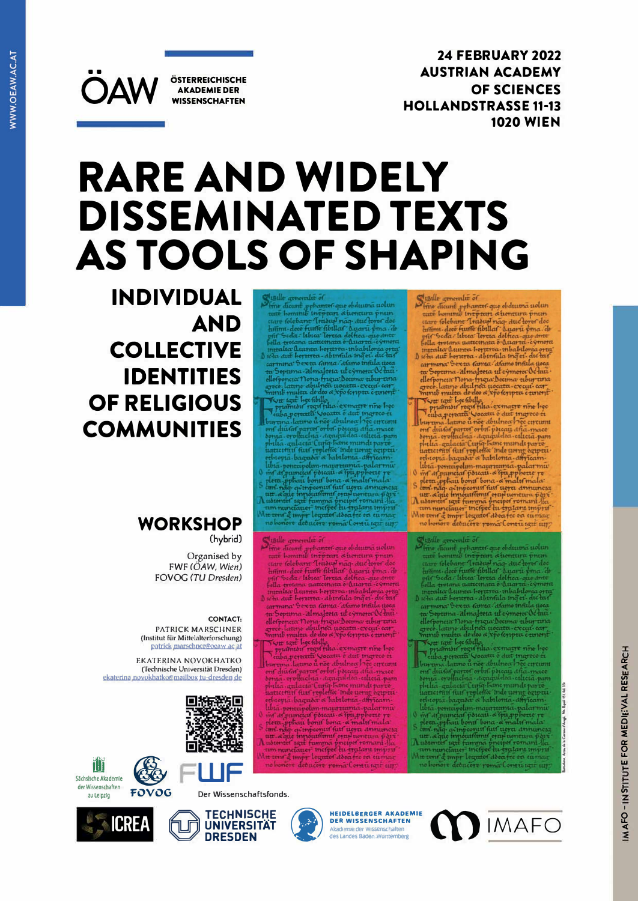WWW.OEAW.AC.AT

ÖAW ÖSTERREICHISCHE AKADEMIE DER WISSENSCHAFTEN

**24 FEBRUARY 2022**
**AUSTRIAN ACADEMY OF SCIENCES**
**HOLLANDSTRASSE 11-13**
**1020 WIEN**

# RARE AND WIDELY DISSEMINATED TEXTS AS TOOLS OF SHAPING

## INDIVIDUAL AND COLLECTIVE IDENTITIES OF RELIGIOUS COMMUNITIES

## WORKSHOP
(hybrid)

Organised by
FWF *(ÖAW, Wien)*
FOVOG *(TU Dresden)*

**CONTACT:**

PATRICK MARSCHNER
(Institut für Mittelalterforschung)
patrick.marschner@oeaw.ac.at

EKATERINA NOVOKHATKO
(Technische Universität Dresden)
ekaterina.novokhatko@mailbox.tu-dresden.de

Sächsische Akademie der Wissenschaften zu Leipzig

FOVOG

FWF Der Wissenschaftsfonds.

ICREA

TECHNISCHE UNIVERSITÄT DRESDEN

HEIDELBERGER AKADEMIE DER WISSENSCHAFTEN
Akademie der Wissenschaften des Landes Baden-Württemberg

IMAFO

IMAFO – INSTITUTE FOR MEDIEVAL RESEARCH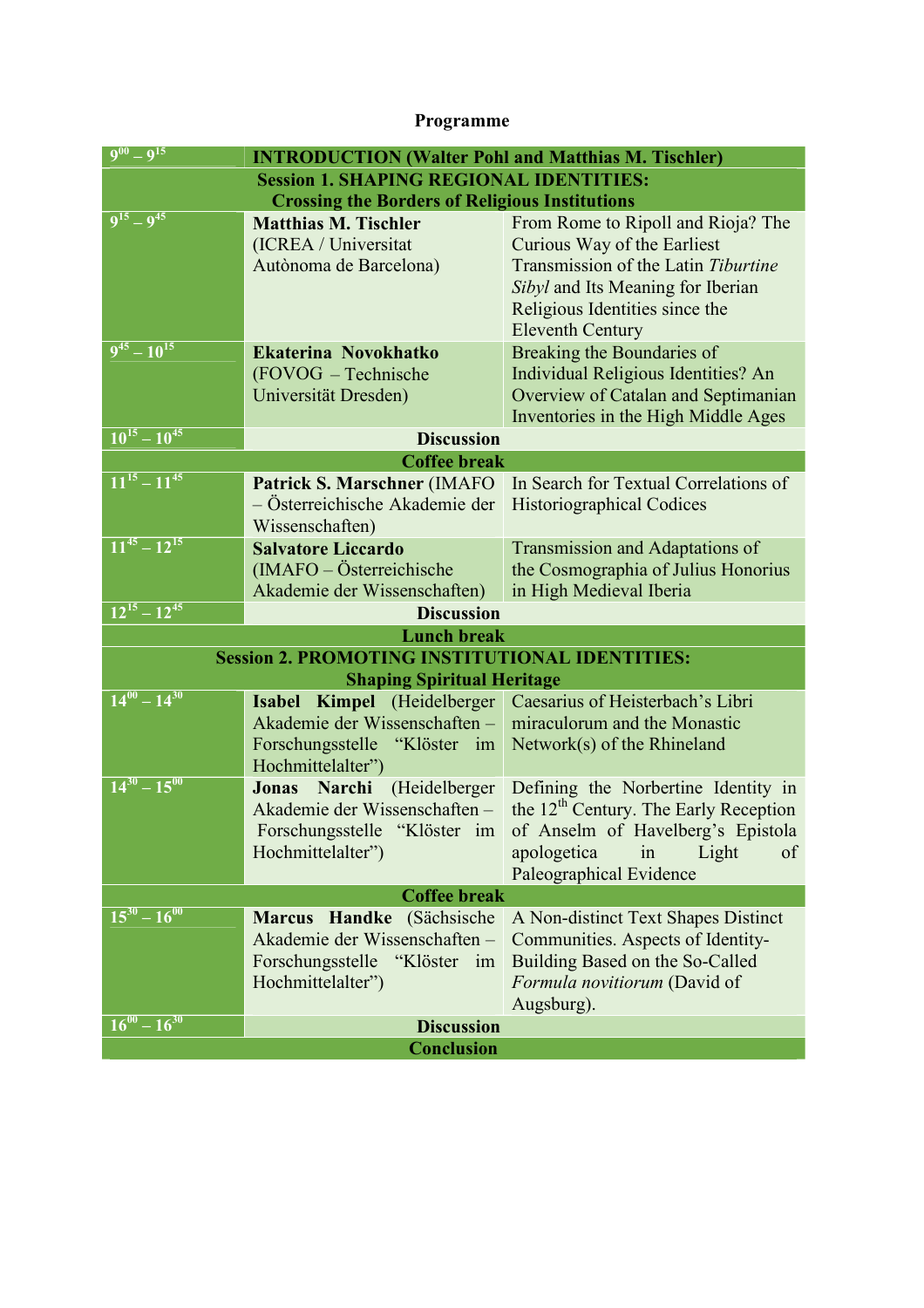# Programme

| | | |
|---|---|---|
| $9^{00} – 9^{15}$ | **INTRODUCTION (Walter Pohl and Matthias M. Tischler)** | |
| **Session 1. SHAPING REGIONAL IDENTITIES: Crossing the Borders of Religious Institutions** | | |
| $9^{15} – 9^{45}$ | **Matthias M. Tischler** (ICREA / Universitat Autònoma de Barcelona) | From Rome to Ripoll and Rioja? The Curious Way of the Earliest Transmission of the Latin *Tiburtine Sibyl* and Its Meaning for Iberian Religious Identities since the Eleventh Century |
| $9^{45} – 10^{15}$ | **Ekaterina Novokhatko** (FOVOG – Technische Universität Dresden) | Breaking the Boundaries of Individual Religious Identities? An Overview of Catalan and Septimanian Inventories in the High Middle Ages |
| $10^{15} – 10^{45}$ | **Discussion** | |
| **Coffee break** | | |
| $11^{15} – 11^{45}$ | **Patrick S. Marschner** (IMAFO – Österreichische Akademie der Wissenschaften) | In Search for Textual Correlations of Historiographical Codices |
| $11^{45} – 12^{15}$ | **Salvatore Liccardo** (IMAFO – Österreichische Akademie der Wissenschaften) | Transmission and Adaptations of the Cosmographia of Julius Honorius in High Medieval Iberia |
| $12^{15} – 12^{45}$ | **Discussion** | |
| **Lunch break** | | |
| **Session 2. PROMOTING INSTITUTIONAL IDENTITIES: Shaping Spiritual Heritage** | | |
| $14^{00} – 14^{30}$ | **Isabel Kimpel** (Heidelberger Akademie der Wissenschaften – Forschungsstelle "Klöster im Hochmittelalter") | Caesarius of Heisterbach's Libri miraculorum and the Monastic Network(s) of the Rhineland |
| $14^{30} – 15^{00}$ | **Jonas Narchi** (Heidelberger Akademie der Wissenschaften – Forschungsstelle "Klöster im Hochmittelalter") | Defining the Norbertine Identity in the 12th Century. The Early Reception of Anselm of Havelberg's Epistola apologetica in Light of Paleographical Evidence |
| **Coffee break** | | |
| $15^{30} – 16^{00}$ | **Marcus Handke** (Sächsische Akademie der Wissenschaften – Forschungsstelle "Klöster im Hochmittelalter") | A Non-distinct Text Shapes Distinct Communities. Aspects of Identity-Building Based on the So-Called *Formula novitiorum* (David of Augsburg). |
| $16^{00} – 16^{30}$ | **Discussion** | |
| **Conclusion** | | |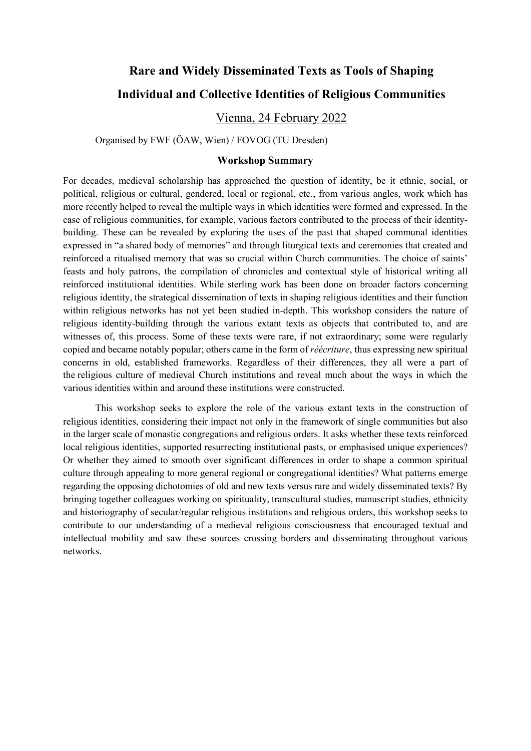# Rare and Widely Disseminated Texts as Tools of Shaping Individual and Collective Identities of Religious Communities

Vienna, 24 February 2022

Organised by FWF (ÖAW, Wien) / FOVOG (TU Dresden)

## Workshop Summary

For decades, medieval scholarship has approached the question of identity, be it ethnic, social, or political, religious or cultural, gendered, local or regional, etc., from various angles, work which has more recently helped to reveal the multiple ways in which identities were formed and expressed. In the case of religious communities, for example, various factors contributed to the process of their identity-building. These can be revealed by exploring the uses of the past that shaped communal identities expressed in "a shared body of memories" and through liturgical texts and ceremonies that created and reinforced a ritualised memory that was so crucial within Church communities. The choice of saints' feasts and holy patrons, the compilation of chronicles and contextual style of historical writing all reinforced institutional identities. While sterling work has been done on broader factors concerning religious identity, the strategical dissemination of texts in shaping religious identities and their function within religious networks has not yet been studied in-depth. This workshop considers the nature of religious identity-building through the various extant texts as objects that contributed to, and are witnesses of, this process. Some of these texts were rare, if not extraordinary; some were regularly copied and became notably popular; others came in the form of *réécriture*, thus expressing new spiritual concerns in old, established frameworks. Regardless of their differences, they all were a part of the religious culture of medieval Church institutions and reveal much about the ways in which the various identities within and around these institutions were constructed.

This workshop seeks to explore the role of the various extant texts in the construction of religious identities, considering their impact not only in the framework of single communities but also in the larger scale of monastic congregations and religious orders. It asks whether these texts reinforced local religious identities, supported resurrecting institutional pasts, or emphasised unique experiences? Or whether they aimed to smooth over significant differences in order to shape a common spiritual culture through appealing to more general regional or congregational identities? What patterns emerge regarding the opposing dichotomies of old and new texts versus rare and widely disseminated texts? By bringing together colleagues working on spirituality, transcultural studies, manuscript studies, ethnicity and historiography of secular/regular religious institutions and religious orders, this workshop seeks to contribute to our understanding of a medieval religious consciousness that encouraged textual and intellectual mobility and saw these sources crossing borders and disseminating throughout various networks.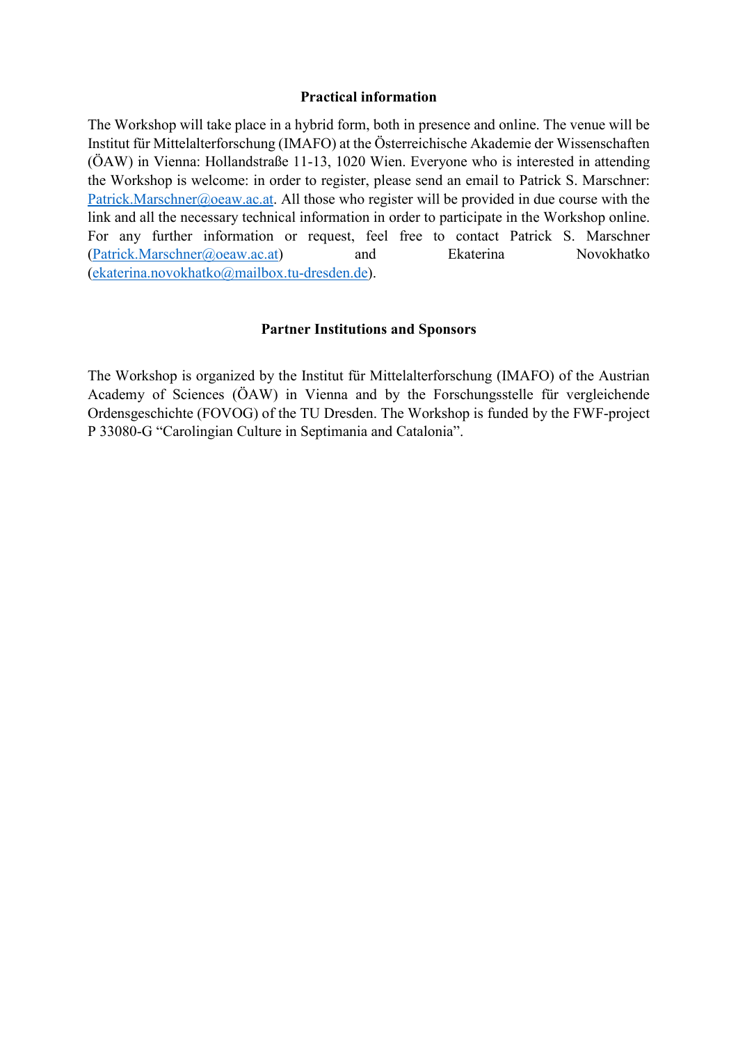## Practical information

The Workshop will take place in a hybrid form, both in presence and online. The venue will be Institut für Mittelalterforschung (IMAFO) at the Österreichische Akademie der Wissenschaften (ÖAW) in Vienna: Hollandstraße 11-13, 1020 Wien. Everyone who is interested in attending the Workshop is welcome: in order to register, please send an email to Patrick S. Marschner: Patrick.Marschner@oeaw.ac.at. All those who register will be provided in due course with the link and all the necessary technical information in order to participate in the Workshop online. For any further information or request, feel free to contact Patrick S. Marschner (Patrick.Marschner@oeaw.ac.at) and Ekaterina Novokhatko (ekaterina.novokhatko@mailbox.tu-dresden.de).

## Partner Institutions and Sponsors

The Workshop is organized by the Institut für Mittelalterforschung (IMAFO) of the Austrian Academy of Sciences (ÖAW) in Vienna and by the Forschungsstelle für vergleichende Ordensgeschichte (FOVOG) of the TU Dresden. The Workshop is funded by the FWF-project P 33080-G "Carolingian Culture in Septimania and Catalonia".